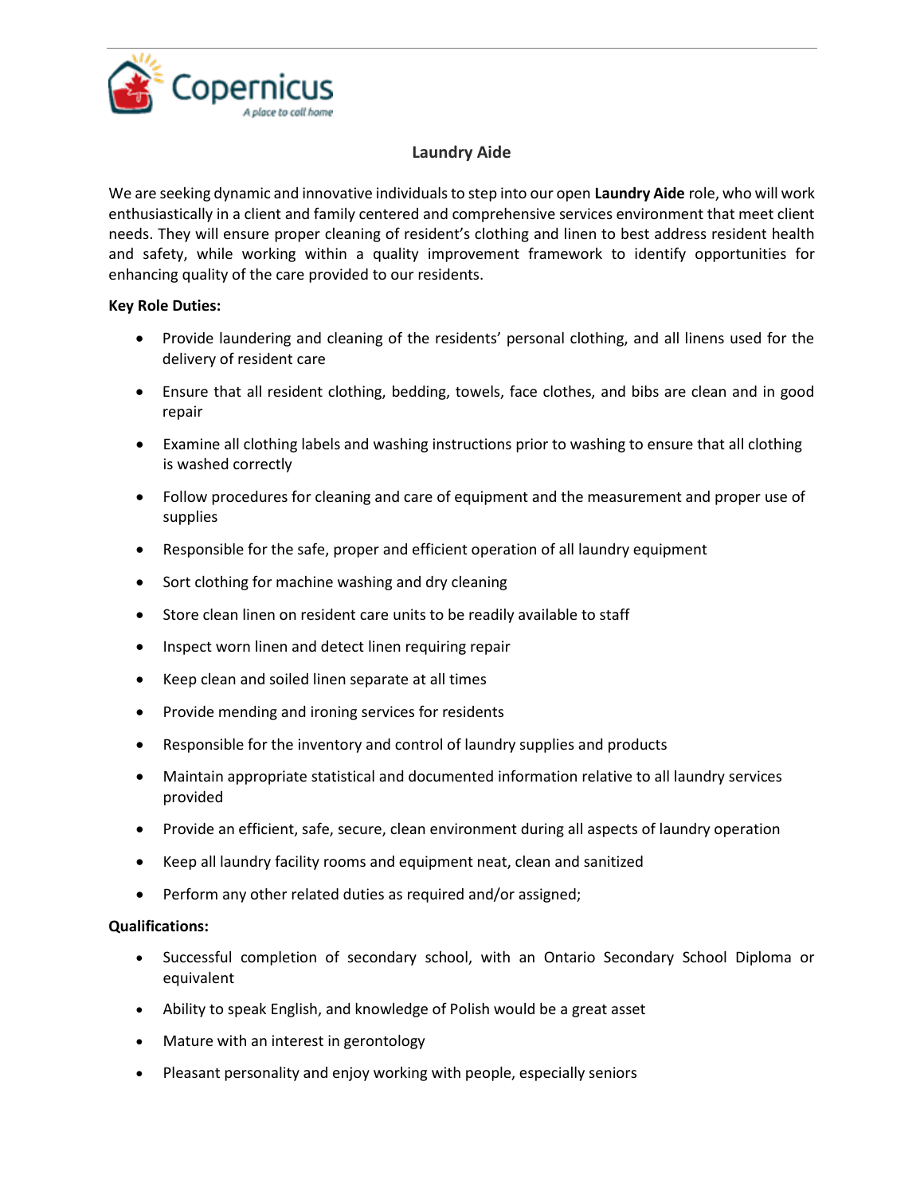Copernicus

*A place to call home*

# Laundry Aide

We are seeking dynamic and innovative individuals to step into our open **Laundry Aide** role, who will work enthusiastically in a client and family centered and comprehensive services environment that meet client needs. They will ensure proper cleaning of resident's clothing and linen to best address resident health and safety, while working within a quality improvement framework to identify opportunities for enhancing quality of the care provided to our residents.

**Key Role Duties:**

- Provide laundering and cleaning of the residents' personal clothing, and all linens used for the delivery of resident care
- Ensure that all resident clothing, bedding, towels, face clothes, and bibs are clean and in good repair
- Examine all clothing labels and washing instructions prior to washing to ensure that all clothing is washed correctly
- Follow procedures for cleaning and care of equipment and the measurement and proper use of supplies
- Responsible for the safe, proper and efficient operation of all laundry equipment
- Sort clothing for machine washing and dry cleaning
- Store clean linen on resident care units to be readily available to staff
- Inspect worn linen and detect linen requiring repair
- Keep clean and soiled linen separate at all times
- Provide mending and ironing services for residents
- Responsible for the inventory and control of laundry supplies and products
- Maintain appropriate statistical and documented information relative to all laundry services provided
- Provide an efficient, safe, secure, clean environment during all aspects of laundry operation
- Keep all laundry facility rooms and equipment neat, clean and sanitized
- Perform any other related duties as required and/or assigned;

**Qualifications:**

- Successful completion of secondary school, with an Ontario Secondary School Diploma or equivalent
- Ability to speak English, and knowledge of Polish would be a great asset
- Mature with an interest in gerontology
- Pleasant personality and enjoy working with people, especially seniors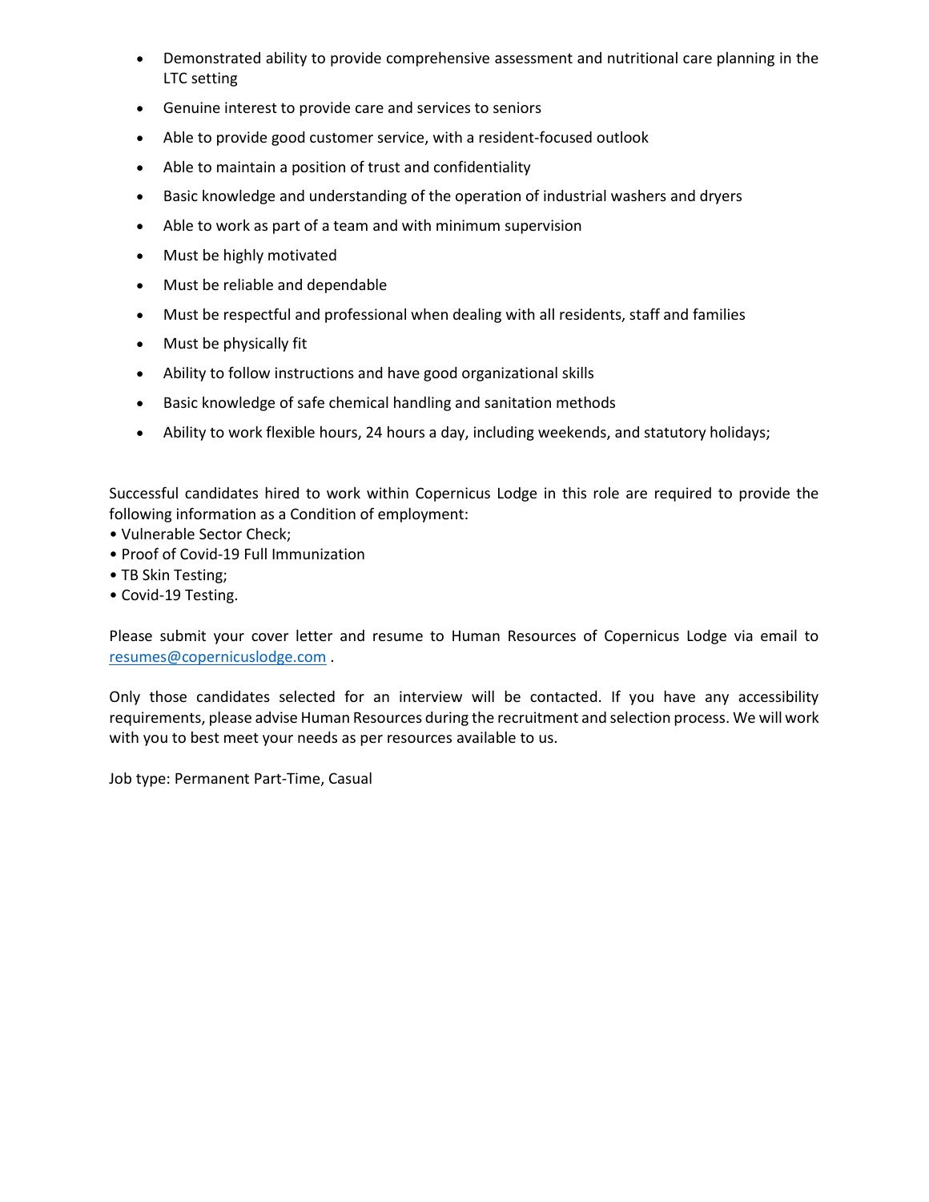- Demonstrated ability to provide comprehensive assessment and nutritional care planning in the LTC setting
- Genuine interest to provide care and services to seniors
- Able to provide good customer service, with a resident-focused outlook
- Able to maintain a position of trust and confidentiality
- Basic knowledge and understanding of the operation of industrial washers and dryers
- Able to work as part of a team and with minimum supervision
- Must be highly motivated
- Must be reliable and dependable
- Must be respectful and professional when dealing with all residents, staff and families
- Must be physically fit
- Ability to follow instructions and have good organizational skills
- Basic knowledge of safe chemical handling and sanitation methods
- Ability to work flexible hours, 24 hours a day, including weekends, and statutory holidays;

Successful candidates hired to work within Copernicus Lodge in this role are required to provide the following information as a Condition of employment:

- Vulnerable Sector Check;
- Proof of Covid-19 Full Immunization
- TB Skin Testing;
- Covid-19 Testing.

Please submit your cover letter and resume to Human Resources of Copernicus Lodge via email to resumes@copernicuslodge.com .

Only those candidates selected for an interview will be contacted. If you have any accessibility requirements, please advise Human Resources during the recruitment and selection process. We will work with you to best meet your needs as per resources available to us.

Job type: Permanent Part-Time, Casual